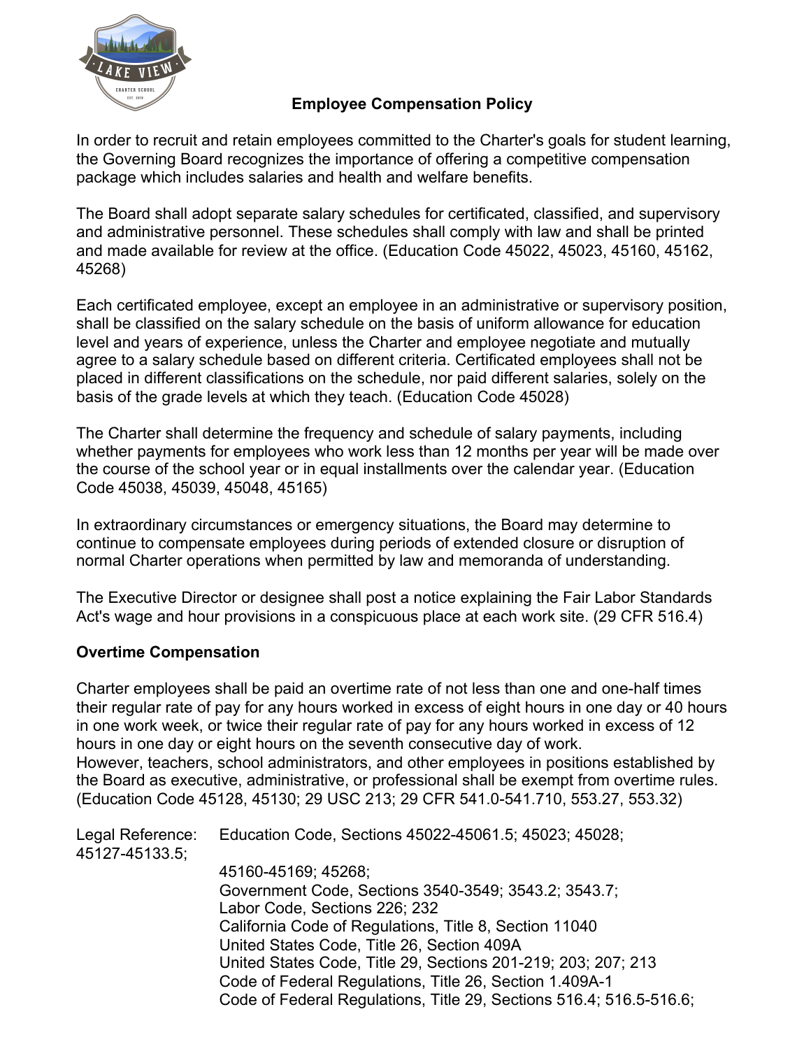## Employee Compensation Policy

In order to recruit and retain employees committed to the Charter's goals for student learning, the Governing Board recognizes the importance of offering a competitive compensation package which includes salaries and health and welfare benefits.

The Board shall adopt separate salary schedules for certificated, classified, and supervisory and administrative personnel. These schedules shall comply with law and shall be printed and made available for review at the office. (Education Code 45022, 45023, 45160, 45162, 45268)

Each certificated employee, except an employee in an administrative or supervisory position, shall be classified on the salary schedule on the basis of uniform allowance for education level and years of experience, unless the Charter and employee negotiate and mutually agree to a salary schedule based on different criteria. Certificated employees shall not be placed in different classifications on the schedule, nor paid different salaries, solely on the basis of the grade levels at which they teach. (Education Code 45028)

The Charter shall determine the frequency and schedule of salary payments, including whether payments for employees who work less than 12 months per year will be made over the course of the school year or in equal installments over the calendar year. (Education Code 45038, 45039, 45048, 45165)

In extraordinary circumstances or emergency situations, the Board may determine to continue to compensate employees during periods of extended closure or disruption of normal Charter operations when permitted by law and memoranda of understanding.

The Executive Director or designee shall post a notice explaining the Fair Labor Standards Act's wage and hour provisions in a conspicuous place at each work site. (29 CFR 516.4)

### Overtime Compensation

Charter employees shall be paid an overtime rate of not less than one and one-half times their regular rate of pay for any hours worked in excess of eight hours in one day or 40 hours in one work week, or twice their regular rate of pay for any hours worked in excess of 12 hours in one day or eight hours on the seventh consecutive day of work.
However, teachers, school administrators, and other employees in positions established by the Board as executive, administrative, or professional shall be exempt from overtime rules. (Education Code 45128, 45130; 29 USC 213; 29 CFR 541.0-541.710, 553.27, 553.32)

Legal Reference: Education Code, Sections 45022-45061.5; 45023; 45028; 45127-45133.5;
45160-45169; 45268;
Government Code, Sections 3540-3549; 3543.2; 3543.7;
Labor Code, Sections 226; 232
California Code of Regulations, Title 8, Section 11040
United States Code, Title 26, Section 409A
United States Code, Title 29, Sections 201-219; 203; 207; 213
Code of Federal Regulations, Title 26, Section 1.409A-1
Code of Federal Regulations, Title 29, Sections 516.4; 516.5-516.6;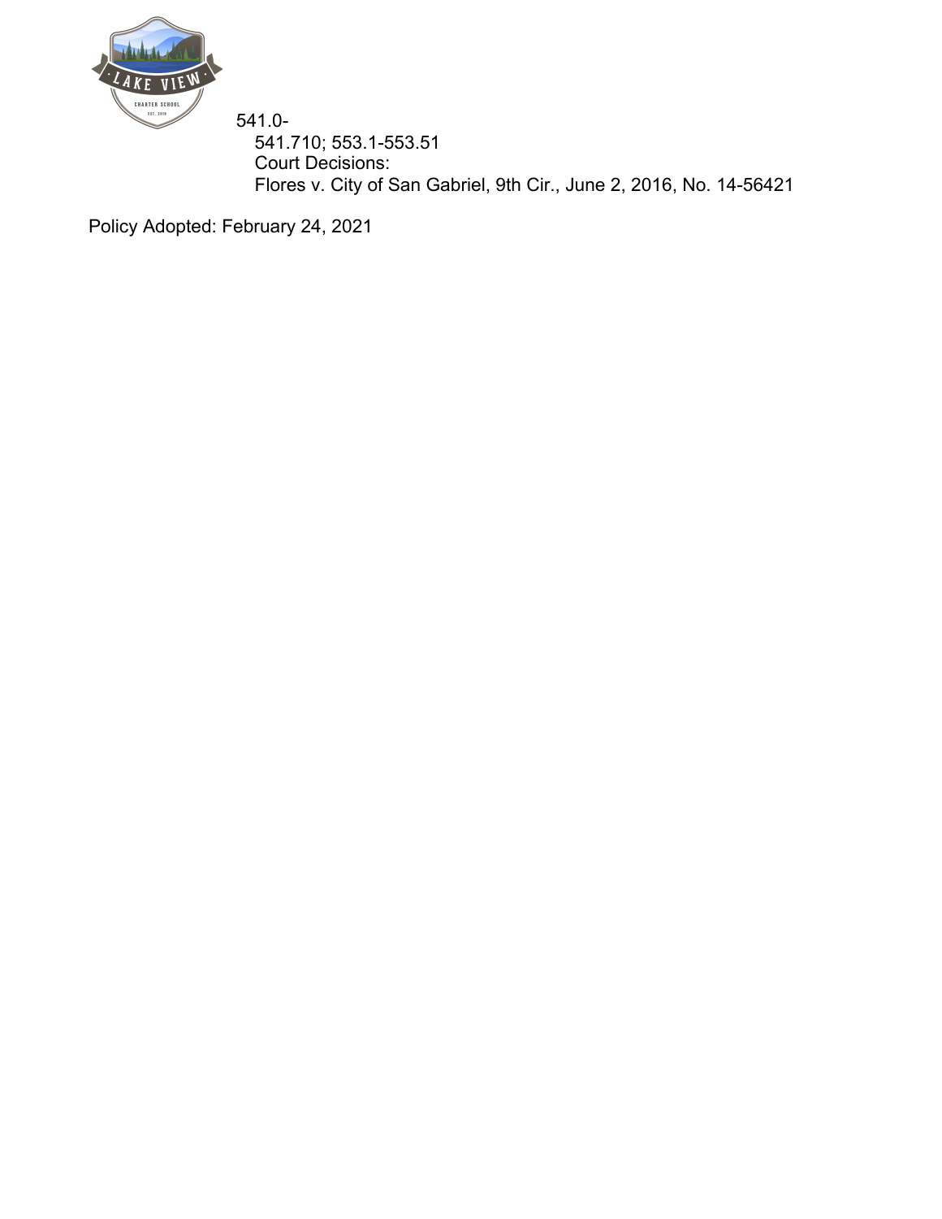541.0-
541.710; 553.1-553.51
Court Decisions:
Flores v. City of San Gabriel, 9th Cir., June 2, 2016, No. 14-56421

Policy Adopted: February 24, 2021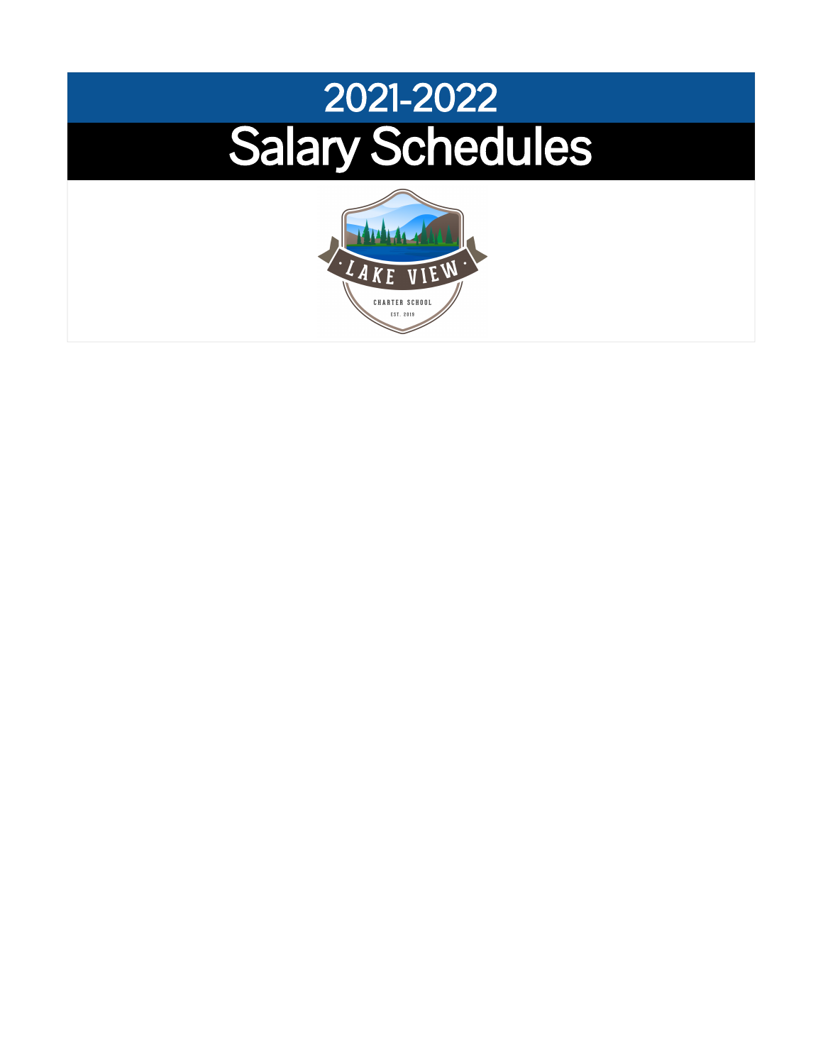# 2021-2022

# Salary Schedules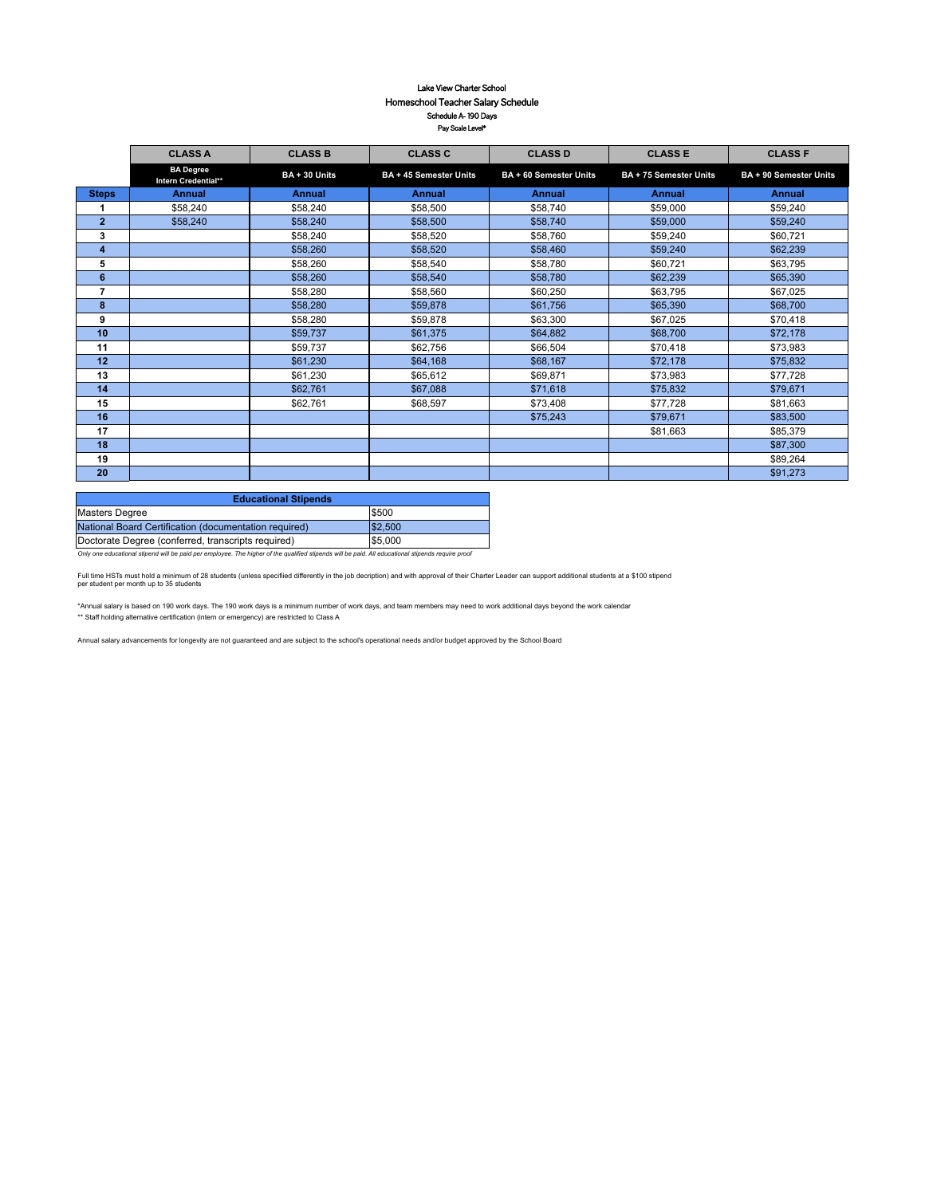# Lake View Charter School

## Homeschool Teacher Salary Schedule

### Schedule A- 190 Days

Pay Scale Level*

| | CLASS A | CLASS B | CLASS C | CLASS D | CLASS E | CLASS F |
|---|---|---|---|---|---|---|
| | BA Degree Intern Credential** | BA + 30 Units | BA + 45 Semester Units | BA + 60 Semester Units | BA + 75 Semester Units | BA + 90 Semester Units |
| **Steps** | **Annual** | **Annual** | **Annual** | **Annual** | **Annual** | **Annual** |
| 1 | $58,240 | $58,240 | $58,500 | $58,740 | $59,000 | $59,240 |
| 2 | $58,240 | $58,240 | $58,500 | $58,740 | $59,000 | $59,240 |
| 3 | | $58,240 | $58,520 | $58,760 | $59,240 | $60,721 |
| 4 | | $58,260 | $58,520 | $58,460 | $59,240 | $62,239 |
| 5 | | $58,260 | $58,540 | $58,780 | $60,721 | $63,795 |
| 6 | | $58,260 | $58,540 | $58,780 | $62,239 | $65,390 |
| 7 | | $58,280 | $58,560 | $60,250 | $63,795 | $67,025 |
| 8 | | $58,280 | $59,878 | $61,756 | $65,390 | $68,700 |
| 9 | | $58,280 | $59,878 | $63,300 | $67,025 | $70,418 |
| 10 | | $59,737 | $61,375 | $64,882 | $68,700 | $72,178 |
| 11 | | $59,737 | $62,756 | $66,504 | $70,418 | $73,983 |
| 12 | | $61,230 | $64,168 | $68,167 | $72,178 | $75,832 |
| 13 | | $61,230 | $65,612 | $69,871 | $73,983 | $77,728 |
| 14 | | $62,761 | $67,088 | $71,618 | $75,832 | $79,671 |
| 15 | | $62,761 | $68,597 | $73,408 | $77,728 | $81,663 |
| 16 | | | | $75,243 | $79,671 | $83,500 |
| 17 | | | | | $81,663 | $85,379 |
| 18 | | | | | | $87,300 |
| 19 | | | | | | $89,264 |
| 20 | | | | | | $91,273 |

| Educational Stipends | |
|---|---|
| Masters Degree | $500 |
| National Board Certification (documentation required) | $2,500 |
| Doctorate Degree (conferred, transcripts required) | $5,000 |

*Only one educational stipend will be paid per employee. The higher of the qualified stipends will be paid. All educational stipends require proof*

Full time HSTs must hold a minimum of 28 students (unless specified differently in the job decription) and with approval of their Charter Leader can support additional students at a $100 stipend per student per month up to 35 students

*Annual salary is based on 190 work days. The 190 work days is a minimum number of work days, and team members may need to work additional days beyond the work calendar

** Staff holding alternative certification (intern or emergency) are restricted to Class A

Annual salary advancements for longevity are not guaranteed and are subject to the school's operational needs and/or budget approved by the School Board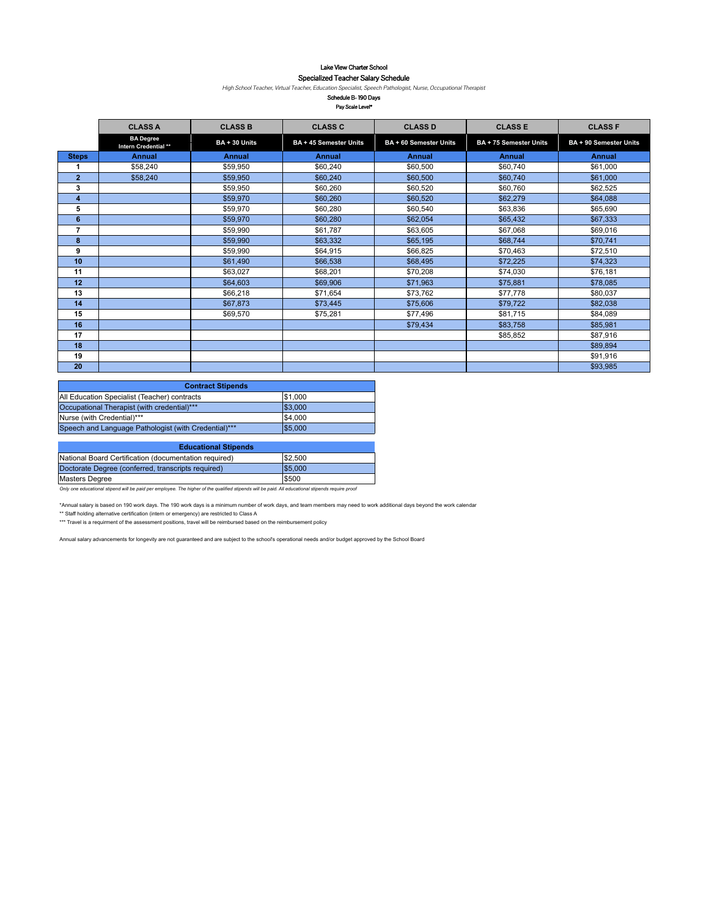Lake View Charter School

Specialized Teacher Salary Schedule

*High School Teacher, Virtual Teacher, Education Specialist, Speech Pathologist, Nurse, Occupational Therapist*

Schedule B- 190 Days

Pay Scale Level*

| | CLASS A | CLASS B | CLASS C | CLASS D | CLASS E | CLASS F |
|---|---|---|---|---|---|---|
| | BA Degree Intern Credential ** | BA + 30 Units | BA + 45 Semester Units | BA + 60 Semester Units | BA + 75 Semester Units | BA + 90 Semester Units |
| **Steps** | **Annual** | **Annual** | **Annual** | **Annual** | **Annual** | **Annual** |
| **1** | $58,240 | $59,950 | $60,240 | $60,500 | $60,740 | $61,000 |
| **2** | $58,240 | $59,950 | $60,240 | $60,500 | $60,740 | $61,000 |
| **3** | | $59,950 | $60,260 | $60,520 | $60,760 | $62,525 |
| **4** | | $59,970 | $60,260 | $60,520 | $62,279 | $64,088 |
| **5** | | $59,970 | $60,280 | $60,540 | $63,836 | $65,690 |
| **6** | | $59,970 | $60,280 | $62,054 | $65,432 | $67,333 |
| **7** | | $59,990 | $61,787 | $63,605 | $67,068 | $69,016 |
| **8** | | $59,990 | $63,332 | $65,195 | $68,744 | $70,741 |
| **9** | | $59,990 | $64,915 | $66,825 | $70,463 | $72,510 |
| **10** | | $61,490 | $66,538 | $68,495 | $72,225 | $74,323 |
| **11** | | $63,027 | $68,201 | $70,208 | $74,030 | $76,181 |
| **12** | | $64,603 | $69,906 | $71,963 | $75,881 | $78,085 |
| **13** | | $66,218 | $71,654 | $73,762 | $77,778 | $80,037 |
| **14** | | $67,873 | $73,445 | $75,606 | $79,722 | $82,038 |
| **15** | | $69,570 | $75,281 | $77,496 | $81,715 | $84,089 |
| **16** | | | | $79,434 | $83,758 | $85,981 |
| **17** | | | | | $85,852 | $87,916 |
| **18** | | | | | | $89,894 |
| **19** | | | | | | $91,916 |
| **20** | | | | | | $93,985 |

| **Contract Stipends** | |
|---|---|
| All Education Specialist (Teacher) contracts | $1,000 |
| Occupational Therapist (with credential)*** | $3,000 |
| Nurse (with Credential)*** | $4,000 |
| Speech and Language Pathologist (with Credential)*** | $5,000 |

| **Educational Stipends** | |
|---|---|
| National Board Certification (documentation required) | $2,500 |
| Doctorate Degree (conferred, transcripts required) | $5,000 |
| Masters Degree | $500 |

*Only one educational stipend will be paid per employee. The higher of the qualified stipends will be paid. All educational stipends require proof*

*Annual salary is based on 190 work days. The 190 work days is a minimum number of work days, and team members may need to work additional days beyond the work calendar

** Staff holding alternative certification (intern or emergency) are restricted to Class A

*** Travel is a requirment of the assessment positions, travel will be reimbursed based on the reimbursement policy

Annual salary advancements for longevity are not guaranteed and are subject to the school's operational needs and/or budget approved by the School Board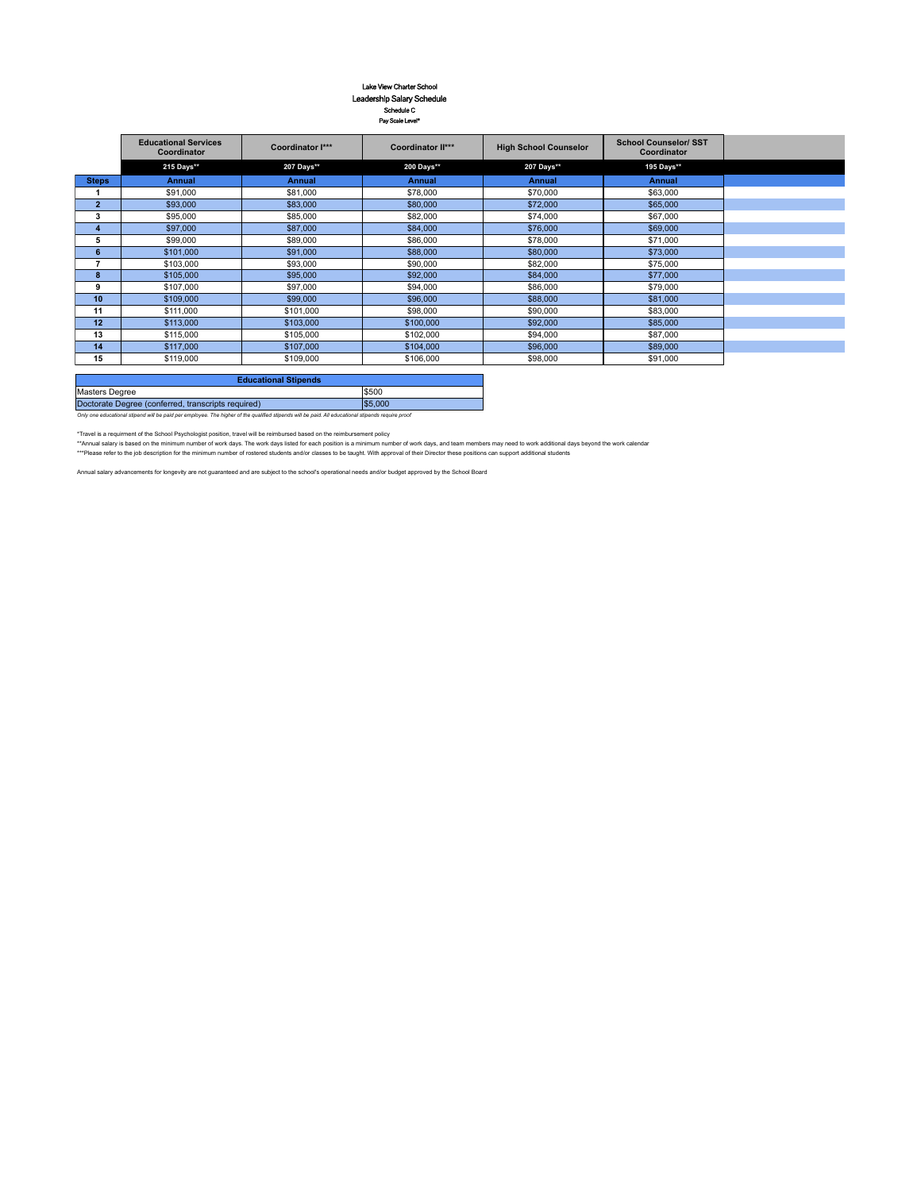# Lake View Charter School

## Leadership Salary Schedule

### Schedule C

Pay Scale Level*

| | Educational Services Coordinator | Coordinator I*** | Coordinator II*** | High School Counselor | School Counselor/ SST Coordinator |
|---|---|---|---|---|---|
| | 215 Days** | 207 Days** | 200 Days** | 207 Days** | 195 Days** |
| **Steps** | **Annual** | **Annual** | **Annual** | **Annual** | **Annual** |
| 1 | $91,000 | $81,000 | $78,000 | $70,000 | $63,000 |
| 2 | $93,000 | $83,000 | $80,000 | $72,000 | $65,000 |
| 3 | $95,000 | $85,000 | $82,000 | $74,000 | $67,000 |
| 4 | $97,000 | $87,000 | $84,000 | $76,000 | $69,000 |
| 5 | $99,000 | $89,000 | $86,000 | $78,000 | $71,000 |
| 6 | $101,000 | $91,000 | $88,000 | $80,000 | $73,000 |
| 7 | $103,000 | $93,000 | $90,000 | $82,000 | $75,000 |
| 8 | $105,000 | $95,000 | $92,000 | $84,000 | $77,000 |
| 9 | $107,000 | $97,000 | $94,000 | $86,000 | $79,000 |
| 10 | $109,000 | $99,000 | $96,000 | $88,000 | $81,000 |
| 11 | $111,000 | $101,000 | $98,000 | $90,000 | $83,000 |
| 12 | $113,000 | $103,000 | $100,000 | $92,000 | $85,000 |
| 13 | $115,000 | $105,000 | $102,000 | $94,000 | $87,000 |
| 14 | $117,000 | $107,000 | $104,000 | $96,000 | $89,000 |
| 15 | $119,000 | $109,000 | $106,000 | $98,000 | $91,000 |

| Educational Stipends | |
|---|---|
| Masters Degree | $500 |
| Doctorate Degree (conferred, transcripts required) | $5,000 |

*Only one educational stipend will be paid per employee. The higher of the qualified stipends will be paid. All educational stipends require proof*

*Travel is a requirment of the School Psychologist position, travel will be reimbursed based on the reimbursement policy

**Annual salary is based on the minimum number of work days. The work days listed for each position is a minimum number of work days, and team members may need to work additional days beyond the work calendar

***Please refer to the job description for the minimum number of rostered students and/or classes to be taught. With approval of their Director these positions can support additional students

Annual salary advancements for longevity are not guaranteed and are subject to the school's operational needs and/or budget approved by the School Board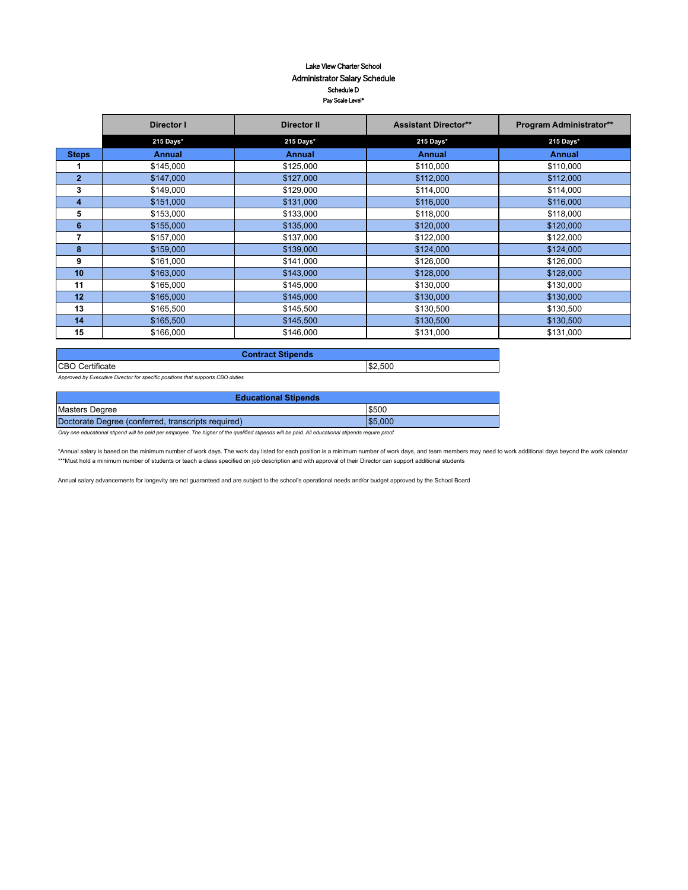Lake View Charter School

Administrator Salary Schedule

Schedule D

Pay Scale Level*

| | Director I | Director II | Assistant Director** | Program Administrator** |
|---|---|---|---|---|
| | 215 Days* | 215 Days* | 215 Days* | 215 Days* |
| **Steps** | **Annual** | **Annual** | **Annual** | **Annual** |
| 1 | $145,000 | $125,000 | $110,000 | $110,000 |
| 2 | $147,000 | $127,000 | $112,000 | $112,000 |
| 3 | $149,000 | $129,000 | $114,000 | $114,000 |
| 4 | $151,000 | $131,000 | $116,000 | $116,000 |
| 5 | $153,000 | $133,000 | $118,000 | $118,000 |
| 6 | $155,000 | $135,000 | $120,000 | $120,000 |
| 7 | $157,000 | $137,000 | $122,000 | $122,000 |
| 8 | $159,000 | $139,000 | $124,000 | $124,000 |
| 9 | $161,000 | $141,000 | $126,000 | $126,000 |
| 10 | $163,000 | $143,000 | $128,000 | $128,000 |
| 11 | $165,000 | $145,000 | $130,000 | $130,000 |
| 12 | $165,000 | $145,000 | $130,000 | $130,000 |
| 13 | $165,500 | $145,500 | $130,500 | $130,500 |
| 14 | $165,500 | $145,500 | $130,500 | $130,500 |
| 15 | $166,000 | $146,000 | $131,000 | $131,000 |

| Contract Stipends | |
|---|---|
| CBO Certificate | $2,500 |

*Approved by Executive Director for specific positions that supports CBO duties*

| Educational Stipends | |
|---|---|
| Masters Degree | $500 |
| Doctorate Degree (conferred, transcripts required) | $5,000 |

*Only one educational stipend will be paid per employee. The higher of the qualified stipends will be paid. All educational stipends require proof*

*Annual salary is based on the minimum number of work days. The work day listed for each position is a minimum number of work days, and team members may need to work additional days beyond the work calendar

***Must hold a minimum number of students or teach a class specified on job description and with approval of their Director can support additional students

Annual salary advancements for longevity are not guaranteed and are subject to the school's operational needs and/or budget approved by the School Board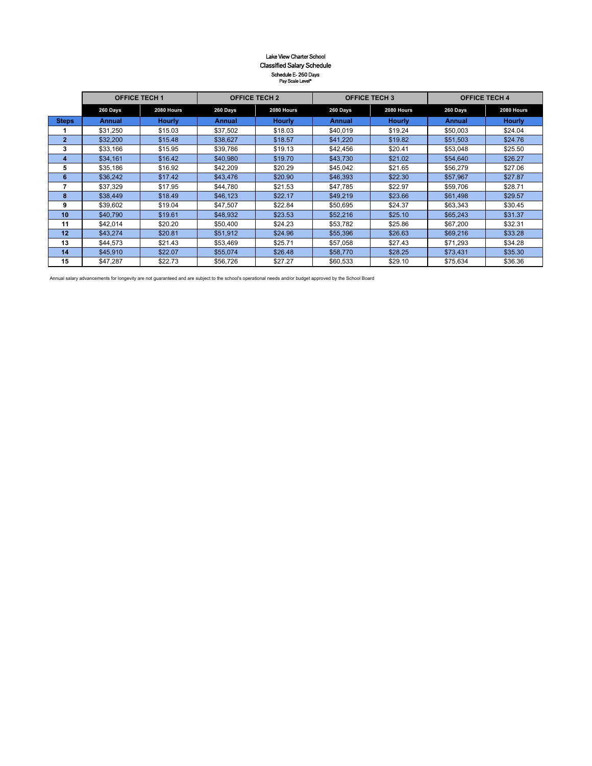Lake View Charter School

Classified Salary Schedule

Schedule E- 260 Days

Pay Scale Level*

| | OFFICE TECH 1 | | OFFICE TECH 2 | | OFFICE TECH 3 | | OFFICE TECH 4 | |
|---|---|---|---|---|---|---|---|---|
| | 260 Days | 2080 Hours | 260 Days | 2080 Hours | 260 Days | 2080 Hours | 260 Days | 2080 Hours |
| Steps | Annual | Hourly | Annual | Hourly | Annual | Hourly | Annual | Hourly |
| 1 | $31,250 | $15.03 | $37,502 | $18.03 | $40,019 | $19.24 | $50,003 | $24.04 |
| 2 | $32,200 | $15.48 | $38,627 | $18.57 | $41,220 | $19.82 | $51,503 | $24.76 |
| 3 | $33,166 | $15.95 | $39,786 | $19.13 | $42,456 | $20.41 | $53,048 | $25.50 |
| 4 | $34,161 | $16.42 | $40,980 | $19.70 | $43,730 | $21.02 | $54,640 | $26.27 |
| 5 | $35,186 | $16.92 | $42,209 | $20.29 | $45,042 | $21.65 | $56,279 | $27.06 |
| 6 | $36,242 | $17.42 | $43,476 | $20.90 | $46,393 | $22.30 | $57,967 | $27.87 |
| 7 | $37,329 | $17.95 | $44,780 | $21.53 | $47,785 | $22.97 | $59,706 | $28.71 |
| 8 | $38,449 | $18.49 | $46,123 | $22.17 | $49,219 | $23.66 | $61,498 | $29.57 |
| 9 | $39,602 | $19.04 | $47,507 | $22.84 | $50,695 | $24.37 | $63,343 | $30.45 |
| 10 | $40,790 | $19.61 | $48,932 | $23.53 | $52,216 | $25.10 | $65,243 | $31.37 |
| 11 | $42,014 | $20.20 | $50,400 | $24.23 | $53,782 | $25.86 | $67,200 | $32.31 |
| 12 | $43,274 | $20.81 | $51,912 | $24.96 | $55,396 | $26.63 | $69,216 | $33.28 |
| 13 | $44,573 | $21.43 | $53,469 | $25.71 | $57,058 | $27.43 | $71,293 | $34.28 |
| 14 | $45,910 | $22.07 | $55,074 | $26.48 | $58,770 | $28.25 | $73,431 | $35.30 |
| 15 | $47,287 | $22.73 | $56,726 | $27.27 | $60,533 | $29.10 | $75,634 | $36.36 |

Annual salary advancements for longevity are not guaranteed and are subject to the school's operational needs and/or budget approved by the School Board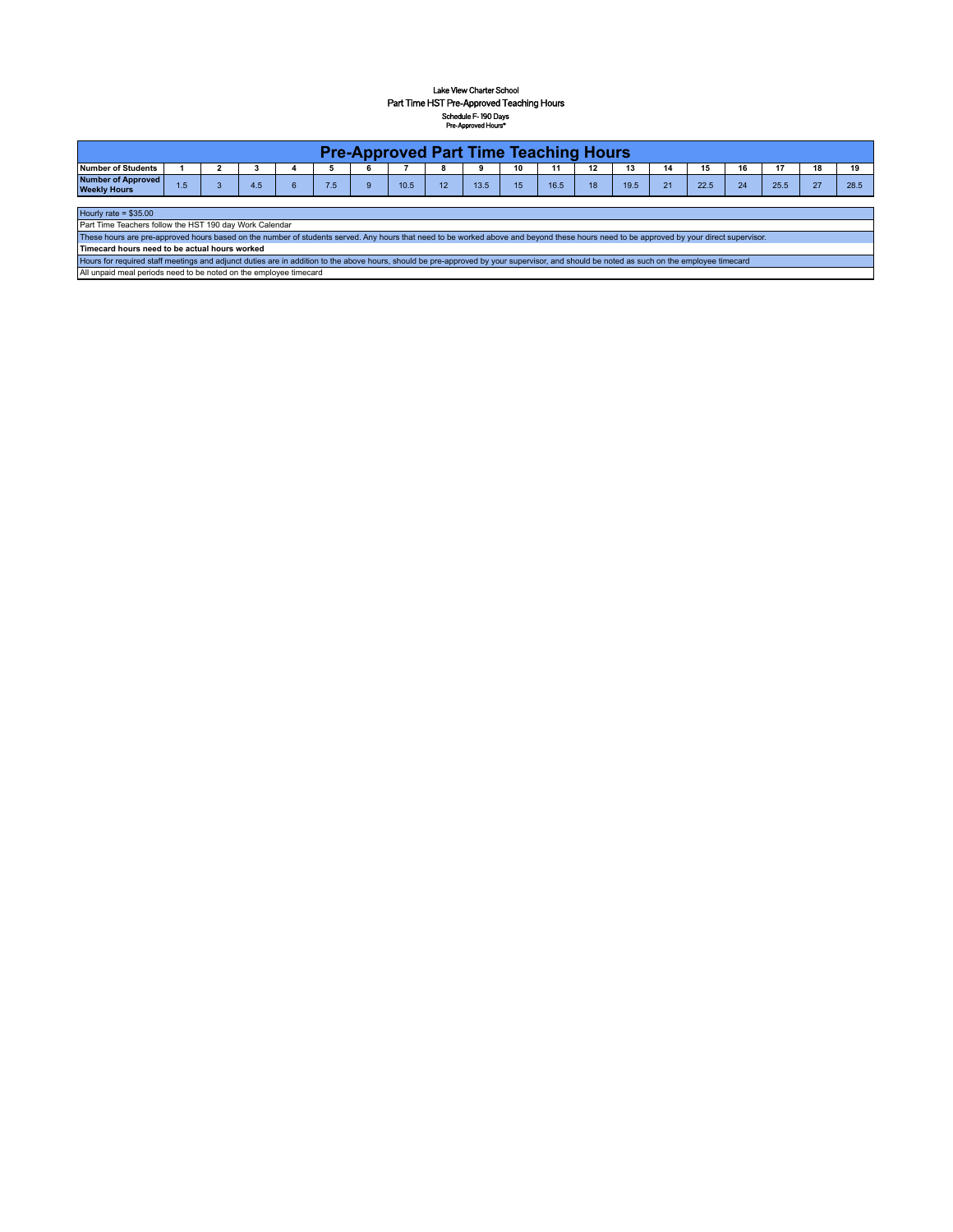Lake View Charter School

Part Time HST Pre-Approved Teaching Hours

Schedule F- 190 Days

Pre-Approved Hours*

| Pre-Approved Part Time Teaching Hours | | | | | | | | | | | | | | | | | | | |
|---|---|---|---|---|---|---|---|---|---|---|---|---|---|---|---|---|---|---|---|
| **Number of Students** | **1** | **2** | **3** | **4** | **5** | **6** | **7** | **8** | **9** | **10** | **11** | **12** | **13** | **14** | **15** | **16** | **17** | **18** | **19** |
| **Number of Approved Weekly Hours** | 1.5 | 3 | 4.5 | 6 | 7.5 | 9 | 10.5 | 12 | 13.5 | 15 | 16.5 | 18 | 19.5 | 21 | 22.5 | 24 | 25.5 | 27 | 28.5 |

Hourly rate = $35.00

Part Time Teachers follow the HST 190 day Work Calendar

These hours are pre-approved hours based on the number of students served. Any hours that need to be worked above and beyond these hours need to be approved by your direct supervisor.

**Timecard hours need to be actual hours worked**

Hours for required staff meetings and adjunct duties are in addition to the above hours, should be pre-approved by your supervisor, and should be noted as such on the employee timecard

All unpaid meal periods need to be noted on the employee timecard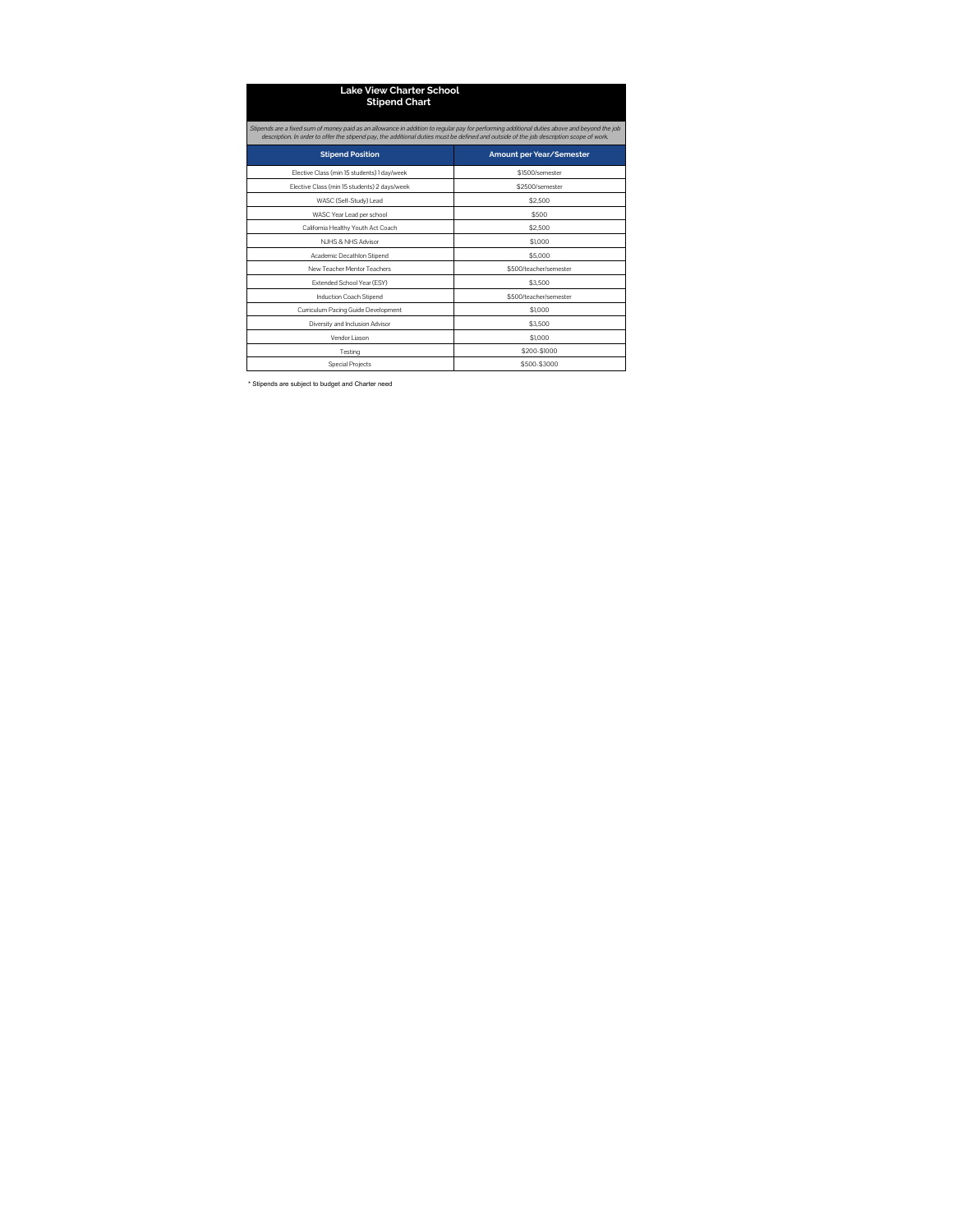# Lake View Charter School
## Stipend Chart

*Stipends are a fixed sum of money paid as an allowance in addition to regular pay for performing additional duties above and beyond the job description. In order to offer the stipend pay, the additional duties must be defined and outside of the job description scope of work.*

| Stipend Position | Amount per Year/Semester |
|---|---|
| Elective Class (min 15 students) 1 day/week | $1500/semester |
| Elective Class (min 15 students) 2 days/week | $2500/semester |
| WASC (Self-Study) Lead | $2,500 |
| WASC Year Lead per school | $500 |
| California Healthy Youth Act Coach | $2,500 |
| NJHS & NHS Advisor | $1,000 |
| Academic Decathlon Stipend | $5,000 |
| New Teacher Mentor Teachers | $500/teacher/semester |
| Extended School Year (ESY) | $3,500 |
| Induction Coach Stipend | $500/teacher/semester |
| Curriculum Pacing Guide Development | $1,000 |
| Diversity and Inclusion Advisor | $3,500 |
| Vendor Liason | $1,000 |
| Testing | $200-$1000 |
| Special Projects | $500-$3000 |

* Stipends are subject to budget and Charter need